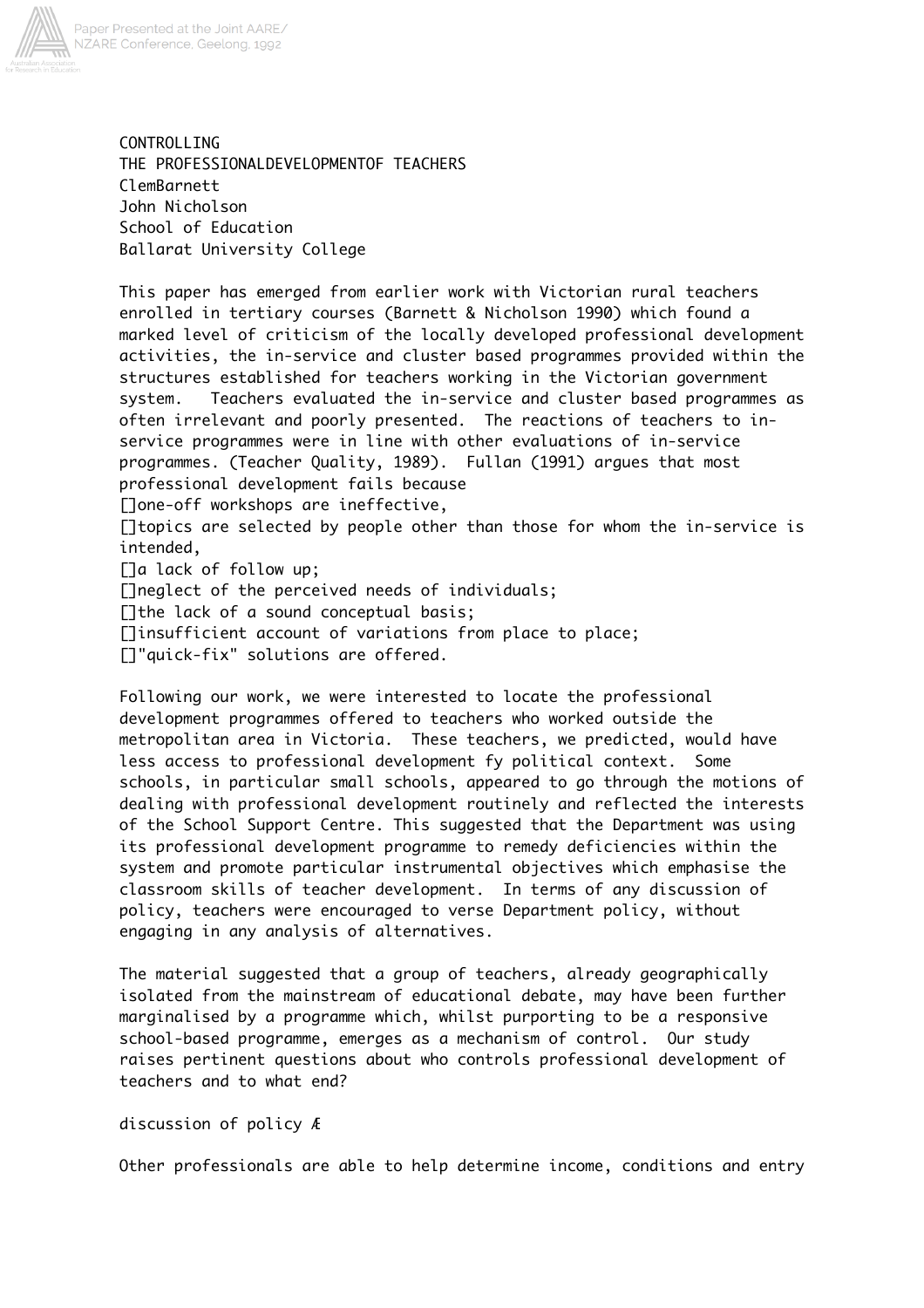# CONTROLLING THE PROFESSIONALDEVELOPMENTOF TEACHERS

ClemBarnett
John Nicholson
School of Education
Ballarat University College

This paper has emerged from earlier work with Victorian rural teachers enrolled in tertiary courses (Barnett & Nicholson 1990) which found a marked level of criticism of the locally developed professional development activities, the in-service and cluster based programmes provided within the structures established for teachers working in the Victorian government system. Teachers evaluated the in-service and cluster based programmes as often irrelevant and poorly presented. The reactions of teachers to in-service programmes were in line with other evaluations of in-service programmes. (Teacher Quality, 1989). Fullan (1991) argues that most professional development fails because

- one-off workshops are ineffective,
- topics are selected by people other than those for whom the in-service is intended,
- a lack of follow up;
- neglect of the perceived needs of individuals;
- the lack of a sound conceptual basis;
- insufficient account of variations from place to place;
- "quick-fix" solutions are offered.

Following our work, we were interested to locate the professional development programmes offered to teachers who worked outside the metropolitan area in Victoria. These teachers, we predicted, would have less access to professional development fy political context. Some schools, in particular small schools, appeared to go through the motions of dealing with professional development routinely and reflected the interests of the School Support Centre. This suggested that the Department was using its professional development programme to remedy deficiencies within the system and promote particular instrumental objectives which emphasise the classroom skills of teacher development. In terms of any discussion of policy, teachers were encouraged to verse Department policy, without engaging in any analysis of alternatives.

The material suggested that a group of teachers, already geographically isolated from the mainstream of educational debate, may have been further marginalised by a programme which, whilst purporting to be a responsive school-based programme, emerges as a mechanism of control. Our study raises pertinent questions about who controls professional development of teachers and to what end?

discussion of policy Æ

Other professionals are able to help determine income, conditions and entry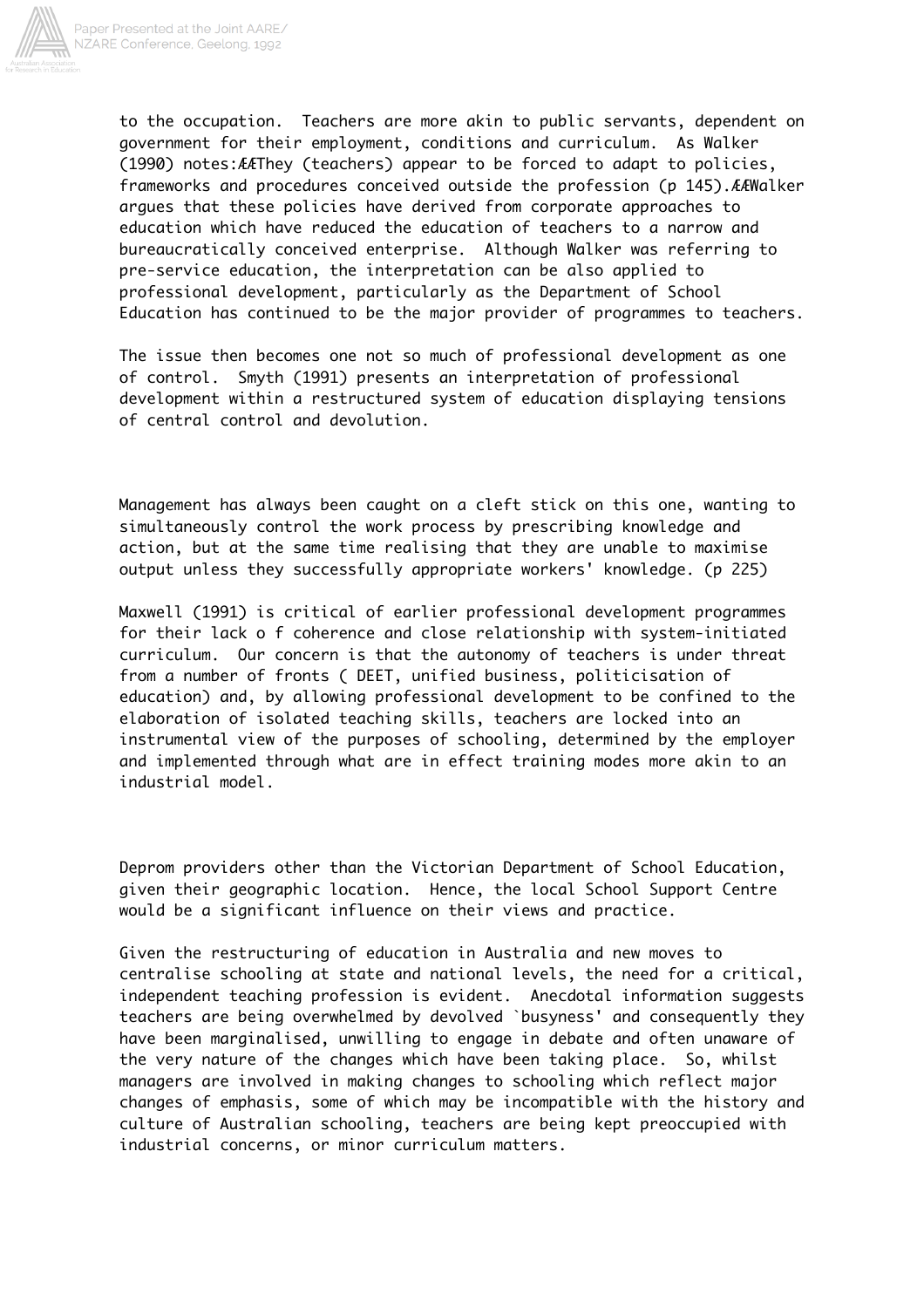to the occupation. Teachers are more akin to public servants, dependent on government for their employment, conditions and curriculum. As Walker (1990) notes:ÆÆThey (teachers) appear to be forced to adapt to policies, frameworks and procedures conceived outside the profession (p 145).ÆÆWalker argues that these policies have derived from corporate approaches to education which have reduced the education of teachers to a narrow and bureaucratically conceived enterprise. Although Walker was referring to pre-service education, the interpretation can be also applied to professional development, particularly as the Department of School Education has continued to be the major provider of programmes to teachers.

The issue then becomes one not so much of professional development as one of control. Smyth (1991) presents an interpretation of professional development within a restructured system of education displaying tensions of central control and devolution.

Management has always been caught on a cleft stick on this one, wanting to simultaneously control the work process by prescribing knowledge and action, but at the same time realising that they are unable to maximise output unless they successfully appropriate workers' knowledge. (p 225)

Maxwell (1991) is critical of earlier professional development programmes for their lack o f coherence and close relationship with system-initiated curriculum. Our concern is that the autonomy of teachers is under threat from a number of fronts ( DEET, unified business, politicisation of education) and, by allowing professional development to be confined to the elaboration of isolated teaching skills, teachers are locked into an instrumental view of the purposes of schooling, determined by the employer and implemented through what are in effect training modes more akin to an industrial model.

Deprom providers other than the Victorian Department of School Education, given their geographic location. Hence, the local School Support Centre would be a significant influence on their views and practice.

Given the restructuring of education in Australia and new moves to centralise schooling at state and national levels, the need for a critical, independent teaching profession is evident. Anecdotal information suggests teachers are being overwhelmed by devolved `busyness' and consequently they have been marginalised, unwilling to engage in debate and often unaware of the very nature of the changes which have been taking place. So, whilst managers are involved in making changes to schooling which reflect major changes of emphasis, some of which may be incompatible with the history and culture of Australian schooling, teachers are being kept preoccupied with industrial concerns, or minor curriculum matters.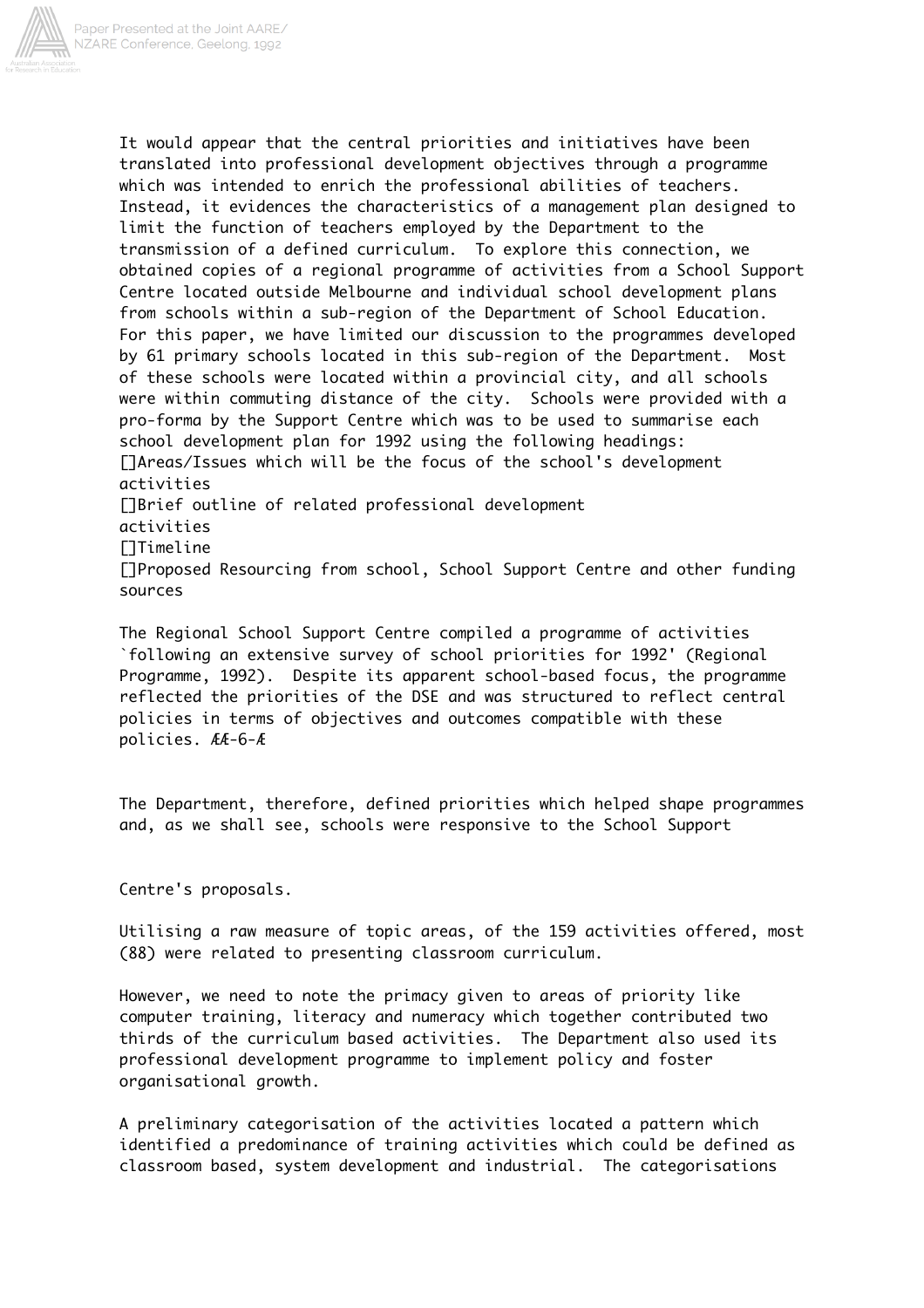It would appear that the central priorities and initiatives have been translated into professional development objectives through a programme which was intended to enrich the professional abilities of teachers. Instead, it evidences the characteristics of a management plan designed to limit the function of teachers employed by the Department to the transmission of a defined curriculum. To explore this connection, we obtained copies of a regional programme of activities from a School Support Centre located outside Melbourne and individual school development plans from schools within a sub-region of the Department of School Education. For this paper, we have limited our discussion to the programmes developed by 61 primary schools located in this sub-region of the Department. Most of these schools were located within a provincial city, and all schools were within commuting distance of the city. Schools were provided with a pro-forma by the Support Centre which was to be used to summarise each school development plan for 1992 using the following headings:

- Areas/Issues which will be the focus of the school's development activities
- Brief outline of related professional development activities
- Timeline
- Proposed Resourcing from school, School Support Centre and other funding sources

The Regional School Support Centre compiled a programme of activities `following an extensive survey of school priorities for 1992' (Regional Programme, 1992). Despite its apparent school-based focus, the programme reflected the priorities of the DSE and was structured to reflect central policies in terms of objectives and outcomes compatible with these policies.

The Department, therefore, defined priorities which helped shape programmes and, as we shall see, schools were responsive to the School Support Centre's proposals.

Utilising a raw measure of topic areas, of the 159 activities offered, most (88) were related to presenting classroom curriculum.

However, we need to note the primacy given to areas of priority like computer training, literacy and numeracy which together contributed two thirds of the curriculum based activities. The Department also used its professional development programme to implement policy and foster organisational growth.

A preliminary categorisation of the activities located a pattern which identified a predominance of training activities which could be defined as classroom based, system development and industrial. The categorisations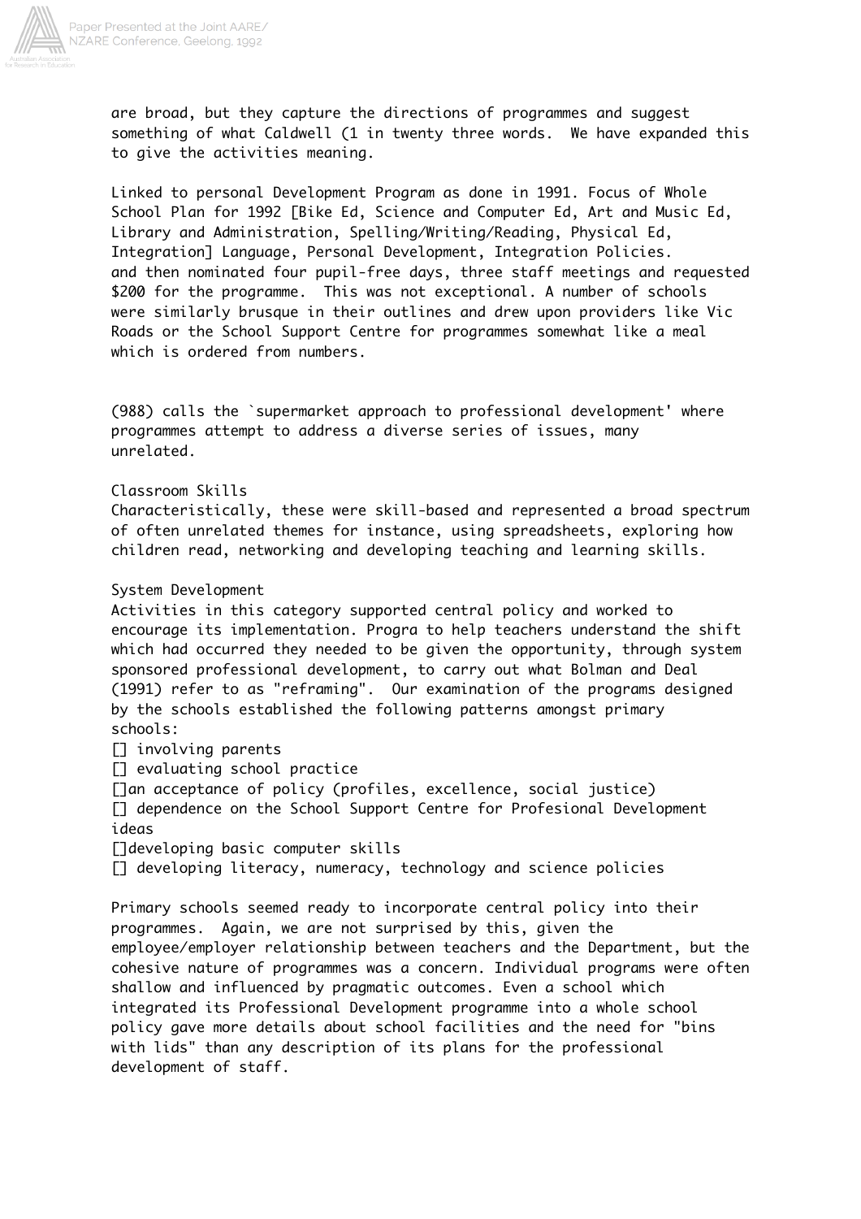are broad, but they capture the directions of programmes and suggest something of what Caldwell (1 in twenty three words.  We have expanded this to give the activities meaning.

Linked to personal Development Program as done in 1991. Focus of Whole School Plan for 1992 [Bike Ed, Science and Computer Ed, Art and Music Ed, Library and Administration, Spelling/Writing/Reading, Physical Ed, Integration] Language, Personal Development, Integration Policies.
and then nominated four pupil-free days, three staff meetings and requested $200 for the programme.  This was not exceptional. A number of schools were similarly brusque in their outlines and drew upon providers like Vic Roads or the School Support Centre for programmes somewhat like a meal which is ordered from numbers.

(988) calls the `supermarket approach to professional development' where programmes attempt to address a diverse series of issues, many unrelated.

Classroom Skills
Characteristically, these were skill-based and represented a broad spectrum of often unrelated themes for instance, using spreadsheets, exploring how children read, networking and developing teaching and learning skills.

System Development
Activities in this category supported central policy and worked to encourage its implementation. Progra to help teachers understand the shift which had occurred they needed to be given the opportunity, through system sponsored professional development, to carry out what Bolman and Deal (1991) refer to as "reframing".  Our examination of the programs designed by the schools established the following patterns amongst primary schools:

- involving parents
- evaluating school practice
- an acceptance of policy (profiles, excellence, social justice)
- dependence on the School Support Centre for Profesional Development ideas
- developing basic computer skills
- developing literacy, numeracy, technology and science policies

Primary schools seemed ready to incorporate central policy into their programmes.  Again, we are not surprised by this, given the employee/employer relationship between teachers and the Department, but the cohesive nature of programmes was a concern. Individual programs were often shallow and influenced by pragmatic outcomes. Even a school which integrated its Professional Development programme into a whole school policy gave more details about school facilities and the need for "bins with lids" than any description of its plans for the professional development of staff.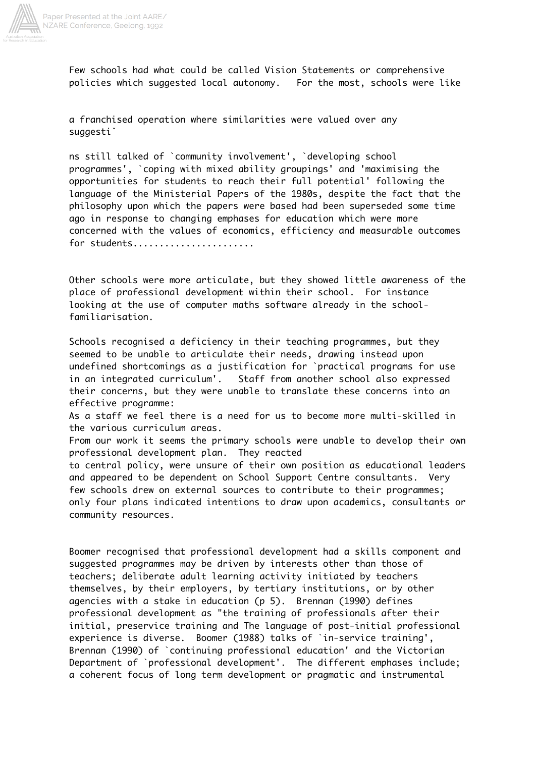Few schools had what could be called Vision Statements or comprehensive policies which suggested local autonomy. For the most, schools were like

a franchised operation where similarities were valued over any suggestiˇ

ns still talked of `community involvement', `developing school programmes', `coping with mixed ability groupings' and 'maximising the opportunities for students to reach their full potential' following the language of the Ministerial Papers of the 1980s, despite the fact that the philosophy upon which the papers were based had been superseded some time ago in response to changing emphases for education which were more concerned with the values of economics, efficiency and measurable outcomes for students......................

Other schools were more articulate, but they showed little awareness of the place of professional development within their school. For instance looking at the use of computer maths software already in the school-familiarisation.

Schools recognised a deficiency in their teaching programmes, but they seemed to be unable to articulate their needs, drawing instead upon undefined shortcomings as a justification for `practical programs for use in an integrated curriculum'. Staff from another school also expressed their concerns, but they were unable to translate these concerns into an effective programme:

As a staff we feel there is a need for us to become more multi-skilled in the various curriculum areas.

From our work it seems the primary schools were unable to develop their own professional development plan. They reacted to central policy, were unsure of their own position as educational leaders and appeared to be dependent on School Support Centre consultants. Very few schools drew on external sources to contribute to their programmes; only four plans indicated intentions to draw upon academics, consultants or community resources.

Boomer recognised that professional development had a skills component and suggested programmes may be driven by interests other than those of teachers; deliberate adult learning activity initiated by teachers themselves, by their employers, by tertiary institutions, or by other agencies with a stake in education (p 5). Brennan (1990) defines professional development as "the training of professionals after their initial, preservice training and The language of post-initial professional experience is diverse. Boomer (1988) talks of `in-service training', Brennan (1990) of `continuing professional education' and the Victorian Department of `professional development'. The different emphases include; a coherent focus of long term development or pragmatic and instrumental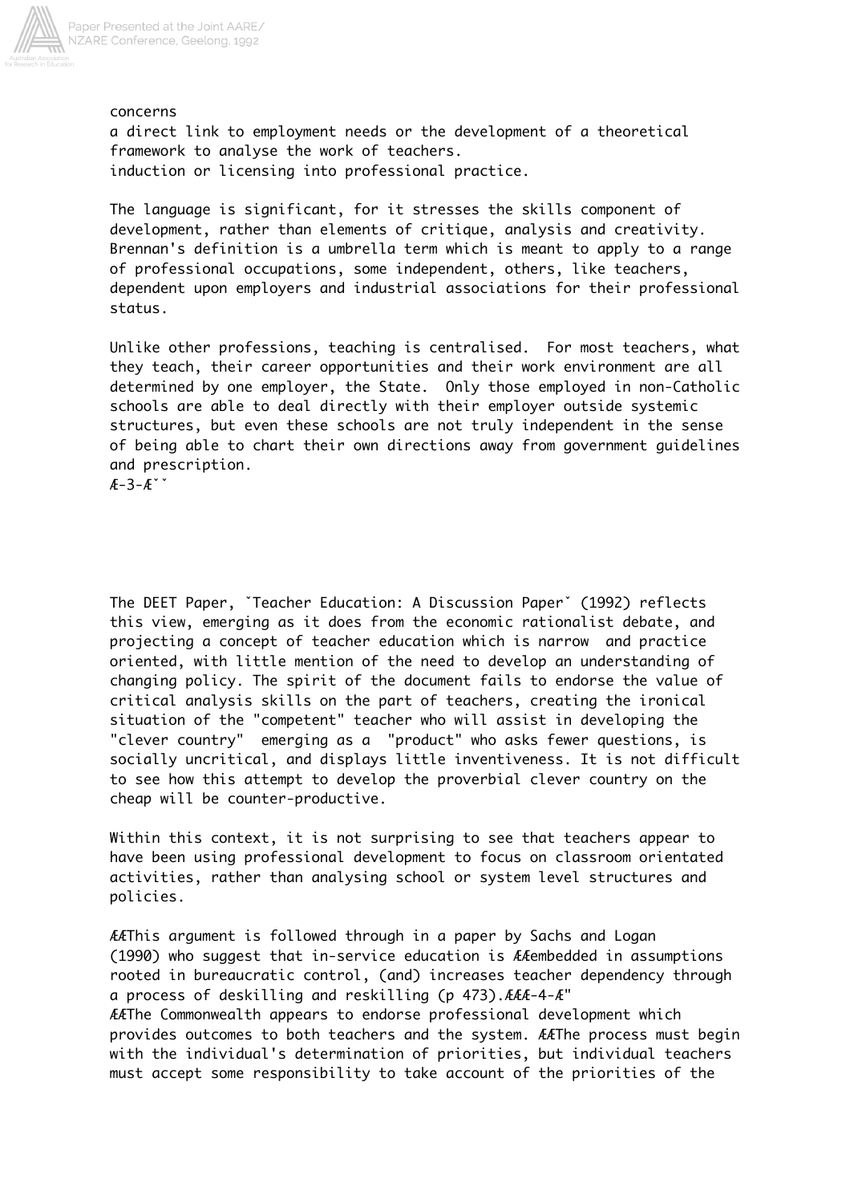concerns
a direct link to employment needs or the development of a theoretical framework to analyse the work of teachers.
induction or licensing into professional practice.

The language is significant, for it stresses the skills component of development, rather than elements of critique, analysis and creativity. Brennan's definition is a umbrella term which is meant to apply to a range of professional occupations, some independent, others, like teachers, dependent upon employers and industrial associations for their professional status.

Unlike other professions, teaching is centralised. For most teachers, what they teach, their career opportunities and their work environment are all determined by one employer, the State. Only those employed in non-Catholic schools are able to deal directly with their employer outside systemic structures, but even these schools are not truly independent in the sense of being able to chart their own directions away from government guidelines and prescription.

The DEET Paper, ˇTeacher Education: A Discussion Paperˇ (1992) reflects this view, emerging as it does from the economic rationalist debate, and projecting a concept of teacher education which is narrow and practice oriented, with little mention of the need to develop an understanding of changing policy. The spirit of the document fails to endorse the value of critical analysis skills on the part of teachers, creating the ironical situation of the "competent" teacher who will assist in developing the "clever country" emerging as a "product" who asks fewer questions, is socially uncritical, and displays little inventiveness. It is not difficult to see how this attempt to develop the proverbial clever country on the cheap will be counter-productive.

Within this context, it is not surprising to see that teachers appear to have been using professional development to focus on classroom orientated activities, rather than analysing school or system level structures and policies.

This argument is followed through in a paper by Sachs and Logan (1990) who suggest that in-service education is embedded in assumptions rooted in bureaucratic control, (and) increases teacher dependency through a process of deskilling and reskilling (p 473).

The Commonwealth appears to endorse professional development which provides outcomes to both teachers and the system. The process must begin with the individual's determination of priorities, but individual teachers must accept some responsibility to take account of the priorities of the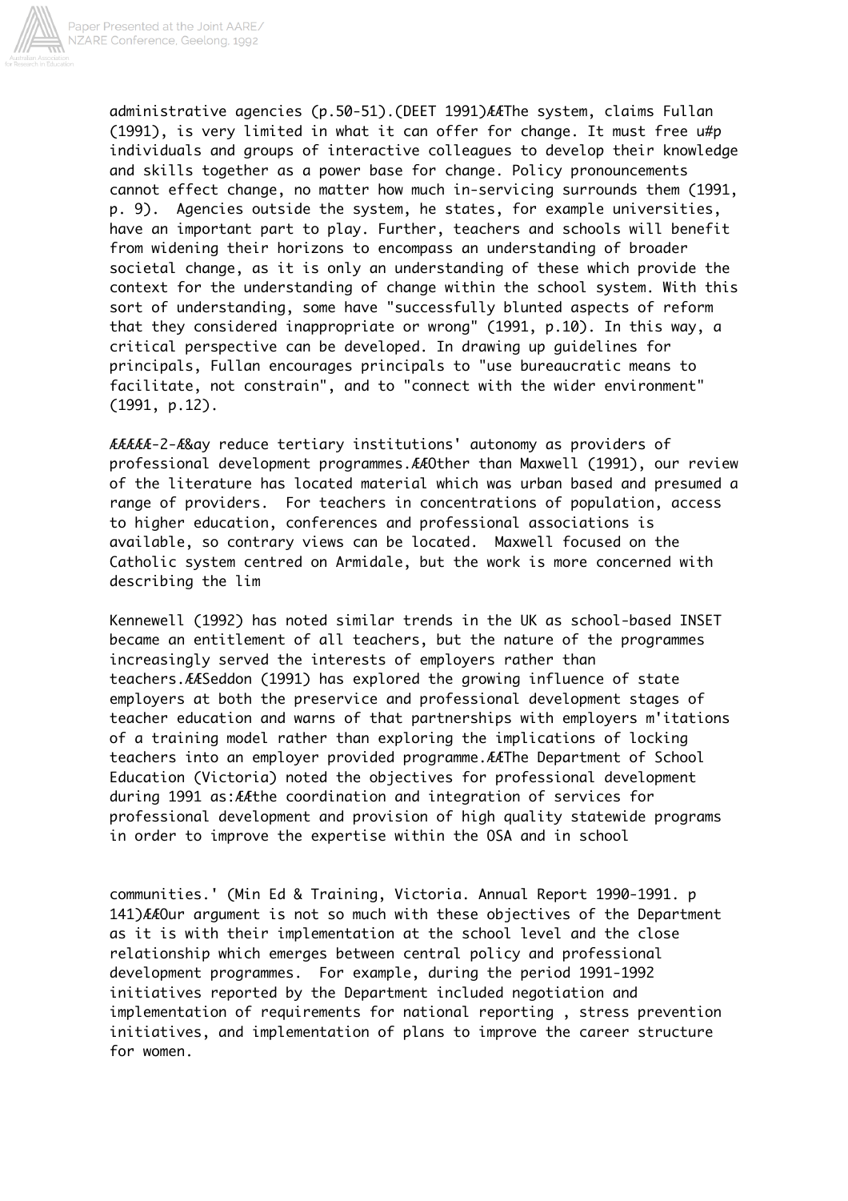administrative agencies (p.50-51).(DEET 1991)ÆÆThe system, claims Fullan (1991), is very limited in what it can offer for change. It must free u#p individuals and groups of interactive colleagues to develop their knowledge and skills together as a power base for change. Policy pronouncements cannot effect change, no matter how much in-servicing surrounds them (1991, p. 9). Agencies outside the system, he states, for example universities, have an important part to play. Further, teachers and schools will benefit from widening their horizons to encompass an understanding of broader societal change, as it is only an understanding of these which provide the context for the understanding of change within the school system. With this sort of understanding, some have "successfully blunted aspects of reform that they considered inappropriate or wrong" (1991, p.10). In this way, a critical perspective can be developed. In drawing up guidelines for principals, Fullan encourages principals to "use bureaucratic means to facilitate, not constrain", and to "connect with the wider environment" (1991, p.12).

ÆÆÆÆÆ-2-Æ&ay reduce tertiary institutions' autonomy as providers of professional development programmes.ÆÆOther than Maxwell (1991), our review of the literature has located material which was urban based and presumed a range of providers. For teachers in concentrations of population, access to higher education, conferences and professional associations is available, so contrary views can be located. Maxwell focused on the Catholic system centred on Armidale, but the work is more concerned with describing the lim

Kennewell (1992) has noted similar trends in the UK as school-based INSET became an entitlement of all teachers, but the nature of the programmes increasingly served the interests of employers rather than teachers.ÆÆSeddon (1991) has explored the growing influence of state employers at both the preservice and professional development stages of teacher education and warns of that partnerships with employers m'itations of a training model rather than exploring the implications of locking teachers into an employer provided programme.ÆÆThe Department of School Education (Victoria) noted the objectives for professional development during 1991 as:ÆÆthe coordination and integration of services for professional development and provision of high quality statewide programs in order to improve the expertise within the OSA and in school

communities.' (Min Ed & Training, Victoria. Annual Report 1990-1991. p 141)ÆÆOur argument is not so much with these objectives of the Department as it is with their implementation at the school level and the close relationship which emerges between central policy and professional development programmes. For example, during the period 1991-1992 initiatives reported by the Department included negotiation and implementation of requirements for national reporting , stress prevention initiatives, and implementation of plans to improve the career structure for women.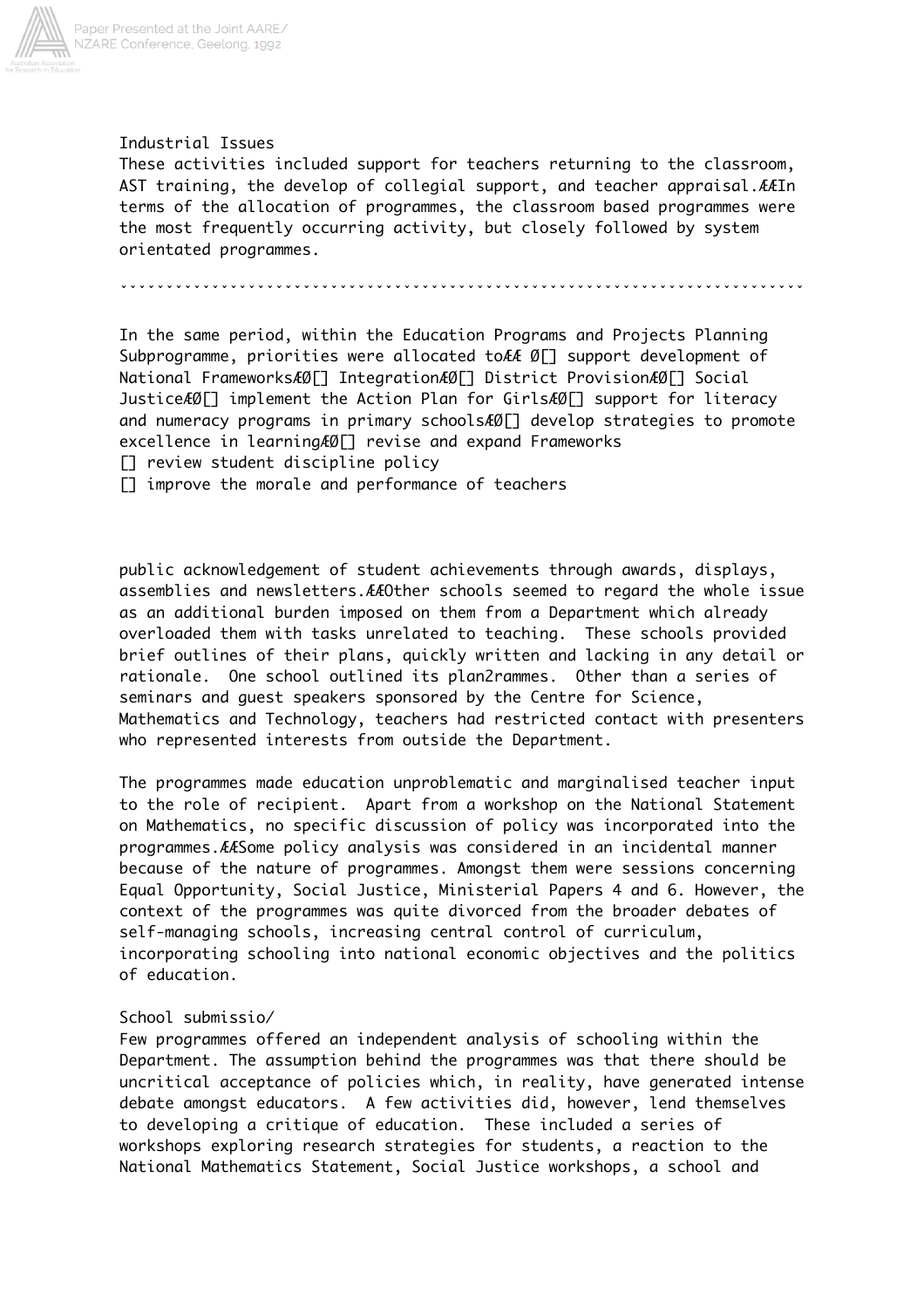Industrial Issues

These activities included support for teachers returning to the classroom, AST training, the develop of collegial support, and teacher appraisal.ÆÆIn terms of the allocation of programmes, the classroom based programmes were the most frequently occurring activity, but closely followed by system orientated programmes.

In the same period, within the Education Programs and Projects Planning Subprogramme, priorities were allocated toÆÆ Ø[] support development of National FrameworksÆØ[] IntegrationÆØ[] District ProvisionÆØ[] Social JusticeÆØ[] implement the Action Plan for GirlsÆØ[] support for literacy and numeracy programs in primary schoolsÆØ[] develop strategies to promote excellence in learningÆØ[] revise and expand Frameworks
[] review student discipline policy
[] improve the morale and performance of teachers

public acknowledgement of student achievements through awards, displays, assemblies and newsletters.ÆÆOther schools seemed to regard the whole issue as an additional burden imposed on them from a Department which already overloaded them with tasks unrelated to teaching. These schools provided brief outlines of their plans, quickly written and lacking in any detail or rationale. One school outlined its plan2rammes. Other than a series of seminars and guest speakers sponsored by the Centre for Science, Mathematics and Technology, teachers had restricted contact with presenters who represented interests from outside the Department.

The programmes made education unproblematic and marginalised teacher input to the role of recipient. Apart from a workshop on the National Statement on Mathematics, no specific discussion of policy was incorporated into the programmes.ÆÆSome policy analysis was considered in an incidental manner because of the nature of programmes. Amongst them were sessions concerning Equal Opportunity, Social Justice, Ministerial Papers 4 and 6. However, the context of the programmes was quite divorced from the broader debates of self-managing schools, increasing central control of curriculum, incorporating schooling into national economic objectives and the politics of education.

School submissio/

Few programmes offered an independent analysis of schooling within the Department. The assumption behind the programmes was that there should be uncritical acceptance of policies which, in reality, have generated intense debate amongst educators. A few activities did, however, lend themselves to developing a critique of education. These included a series of workshops exploring research strategies for students, a reaction to the National Mathematics Statement, Social Justice workshops, a school and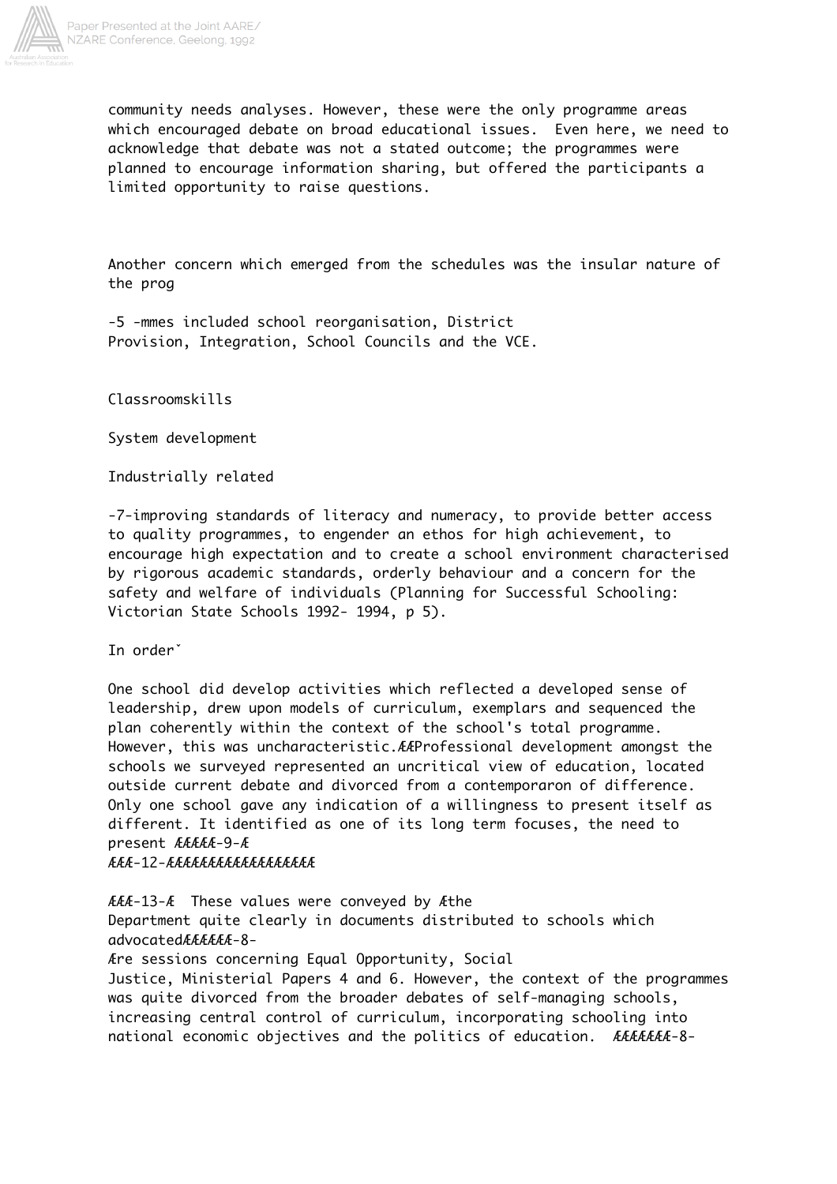community needs analyses. However, these were the only programme areas which encouraged debate on broad educational issues. Even here, we need to acknowledge that debate was not a stated outcome; the programmes were planned to encourage information sharing, but offered the participants a limited opportunity to raise questions.

Another concern which emerged from the schedules was the insular nature of the prog

-5 -mmes included school reorganisation, District Provision, Integration, School Councils and the VCE.

Classroomskills

System development

Industrially related

-7-improving standards of literacy and numeracy, to provide better access to quality programmes, to engender an ethos for high achievement, to encourage high expectation and to create a school environment characterised by rigorous academic standards, orderly behaviour and a concern for the safety and welfare of individuals (Planning for Successful Schooling: Victorian State Schools 1992- 1994, p 5).

In orderˇ

One school did develop activities which reflected a developed sense of leadership, drew upon models of curriculum, exemplars and sequenced the plan coherently within the context of the school's total programme. However, this was uncharacteristic.ÆÆProfessional development amongst the schools we surveyed represented an uncritical view of education, located outside current debate and divorced from a contemporaron of difference. Only one school gave any indication of a willingness to present itself as different. It identified as one of its long term focuses, the need to present ÆÆÆÆÆ-9-Æ
ÆÆÆ-12-ÆÆÆÆÆÆÆÆÆÆÆÆÆÆÆÆÆÆ

ÆÆÆ-13-Æ These values were conveyed by Æthe Department quite clearly in documents distributed to schools which advocatedÆÆÆÆÆÆ-8-
Ære sessions concerning Equal Opportunity, Social Justice, Ministerial Papers 4 and 6. However, the context of the programmes was quite divorced from the broader debates of self-managing schools, increasing central control of curriculum, incorporating schooling into national economic objectives and the politics of education. ÆÆÆÆÆÆÆ-8-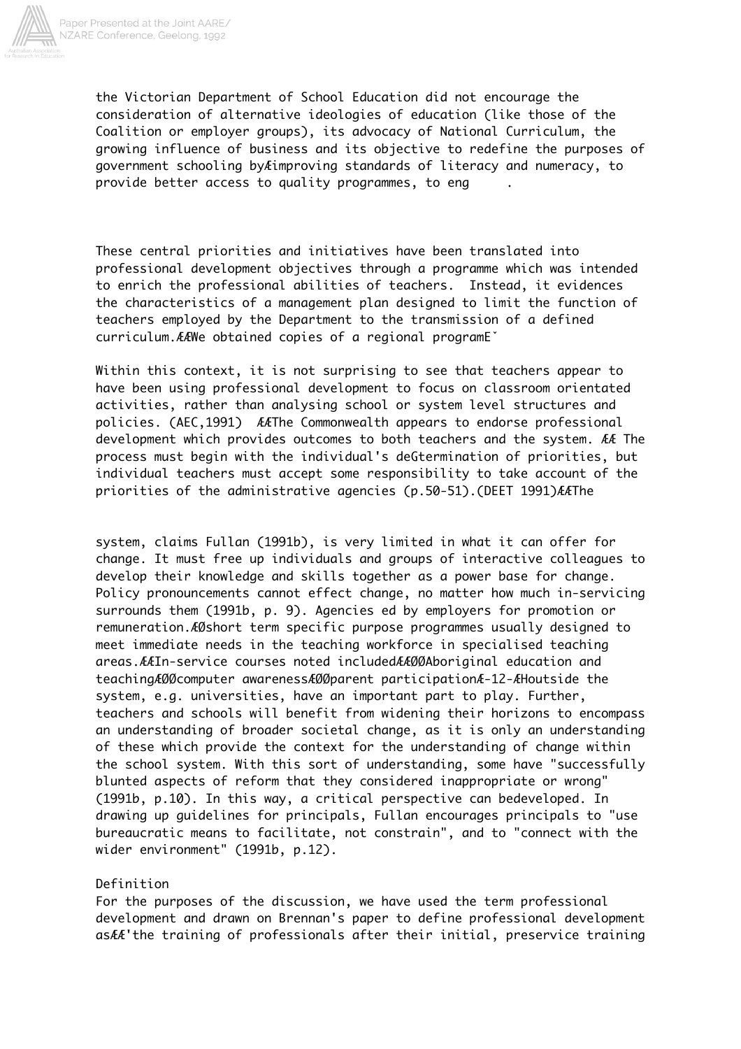the Victorian Department of School Education did not encourage the consideration of alternative ideologies of education (like those of the Coalition or employer groups), its advocacy of National Curriculum, the growing influence of business and its objective to redefine the purposes of government schooling byÆimproving standards of literacy and numeracy, to provide better access to quality programmes, to eng .

These central priorities and initiatives have been translated into professional development objectives through a programme which was intended to enrich the professional abilities of teachers. Instead, it evidences the characteristics of a management plan designed to limit the function of teachers employed by the Department to the transmission of a defined curriculum.ÆÆWe obtained copies of a regional programEˇ

Within this context, it is not surprising to see that teachers appear to have been using professional development to focus on classroom orientated activities, rather than analysing school or system level structures and policies. (AEC,1991) ÆÆThe Commonwealth appears to endorse professional development which provides outcomes to both teachers and the system. ÆÆ The process must begin with the individual's deGtermination of priorities, but individual teachers must accept some responsibility to take account of the priorities of the administrative agencies (p.50-51).(DEET 1991)ÆÆThe

system, claims Fullan (1991b), is very limited in what it can offer for change. It must free up individuals and groups of interactive colleagues to develop their knowledge and skills together as a power base for change. Policy pronouncements cannot effect change, no matter how much in-servicing surrounds them (1991b, p. 9). Agencies ed by employers for promotion or remuneration.ÆØshort term specific purpose programmes usually designed to meet immediate needs in the teaching workforce in specialised teaching areas.ÆÆIn-service courses noted includedÆÆØØAboriginal education and teachingÆØØcomputer awarenessÆØØparent participationÆ-12-ÆHoutside the system, e.g. universities, have an important part to play. Further, teachers and schools will benefit from widening their horizons to encompass an understanding of broader societal change, as it is only an understanding of these which provide the context for the understanding of change within the school system. With this sort of understanding, some have "successfully blunted aspects of reform that they considered inappropriate or wrong" (1991b, p.10). In this way, a critical perspective can bedeveloped. In drawing up guidelines for principals, Fullan encourages principals to "use bureaucratic means to facilitate, not constrain", and to "connect with the wider environment" (1991b, p.12).

Definition

For the purposes of the discussion, we have used the term professional development and drawn on Brennan's paper to define professional development asÆÆ'the training of professionals after their initial, preservice training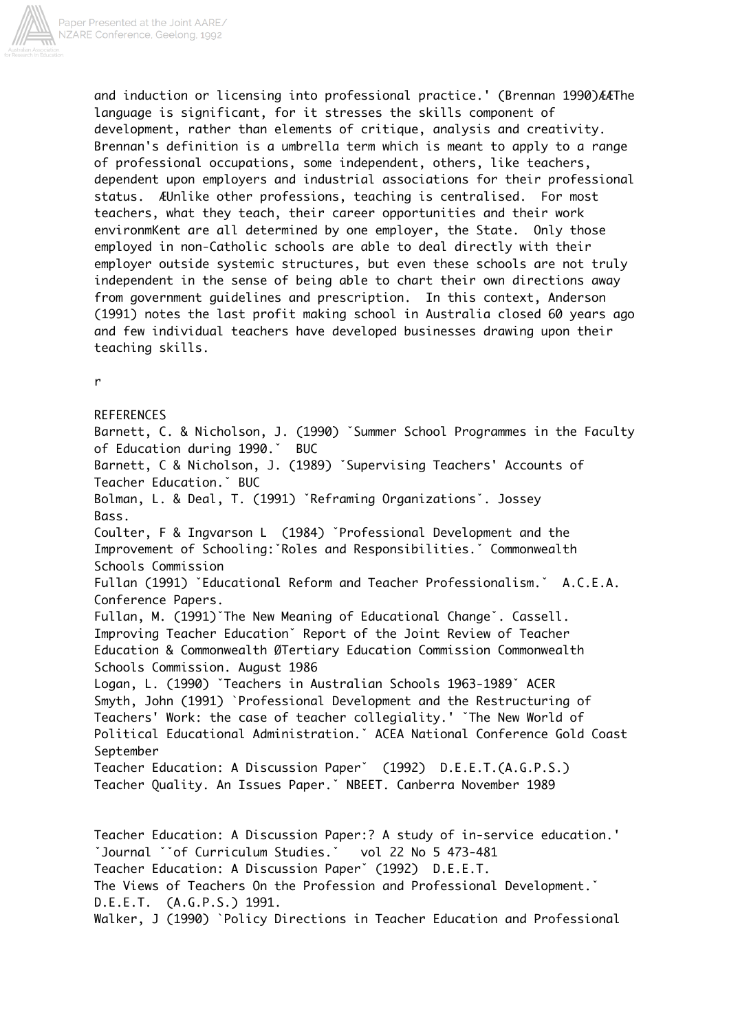and induction or licensing into professional practice.' (Brennan 1990)ÆÆThe language is significant, for it stresses the skills component of development, rather than elements of critique, analysis and creativity. Brennan's definition is a umbrella term which is meant to apply to a range of professional occupations, some independent, others, like teachers, dependent upon employers and industrial associations for their professional status. ÆUnlike other professions, teaching is centralised. For most teachers, what they teach, their career opportunities and their work environmKent are all determined by one employer, the State. Only those employed in non-Catholic schools are able to deal directly with their employer outside systemic structures, but even these schools are not truly independent in the sense of being able to chart their own directions away from government guidelines and prescription. In this context, Anderson (1991) notes the last profit making school in Australia closed 60 years ago and few individual teachers have developed businesses drawing upon their teaching skills.

r

REFERENCES

Barnett, C. & Nicholson, J. (1990) ˇSummer School Programmes in the Faculty of Education during 1990.ˇ BUC

Barnett, C & Nicholson, J. (1989) ˇSupervising Teachers' Accounts of Teacher Education.ˇ BUC

Bolman, L. & Deal, T. (1991) ˇReframing Organizationsˇ. Jossey Bass.

Coulter, F & Ingvarson L (1984) ˇProfessional Development and the Improvement of Schooling:ˇRoles and Responsibilities.ˇ Commonwealth Schools Commission

Fullan (1991) ˇEducational Reform and Teacher Professionalism.ˇ A.C.E.A. Conference Papers.

Fullan, M. (1991)ˇThe New Meaning of Educational Changeˇ. Cassell.

Improving Teacher Educationˇ Report of the Joint Review of Teacher Education & Commonwealth ØTertiary Education Commission Commonwealth Schools Commission. August 1986

Logan, L. (1990) ˇTeachers in Australian Schools 1963-1989ˇ ACER

Smyth, John (1991) `Professional Development and the Restructuring of Teachers' Work: the case of teacher collegiality.' ˇThe New World of Political Educational Administration.ˇ ACEA National Conference Gold Coast September

Teacher Education: A Discussion Paperˇ (1992) D.E.E.T.(A.G.P.S.)

Teacher Quality. An Issues Paper.ˇ NBEET. Canberra November 1989

Teacher Education: A Discussion Paper:? A study of in-service education.' ˇJournal ˇˇof Curriculum Studies.ˇ vol 22 No 5 473-481

Teacher Education: A Discussion Paperˇ (1992) D.E.E.T.

The Views of Teachers On the Profession and Professional Development.ˇ D.E.E.T. (A.G.P.S.) 1991.

Walker, J (1990) `Policy Directions in Teacher Education and Professional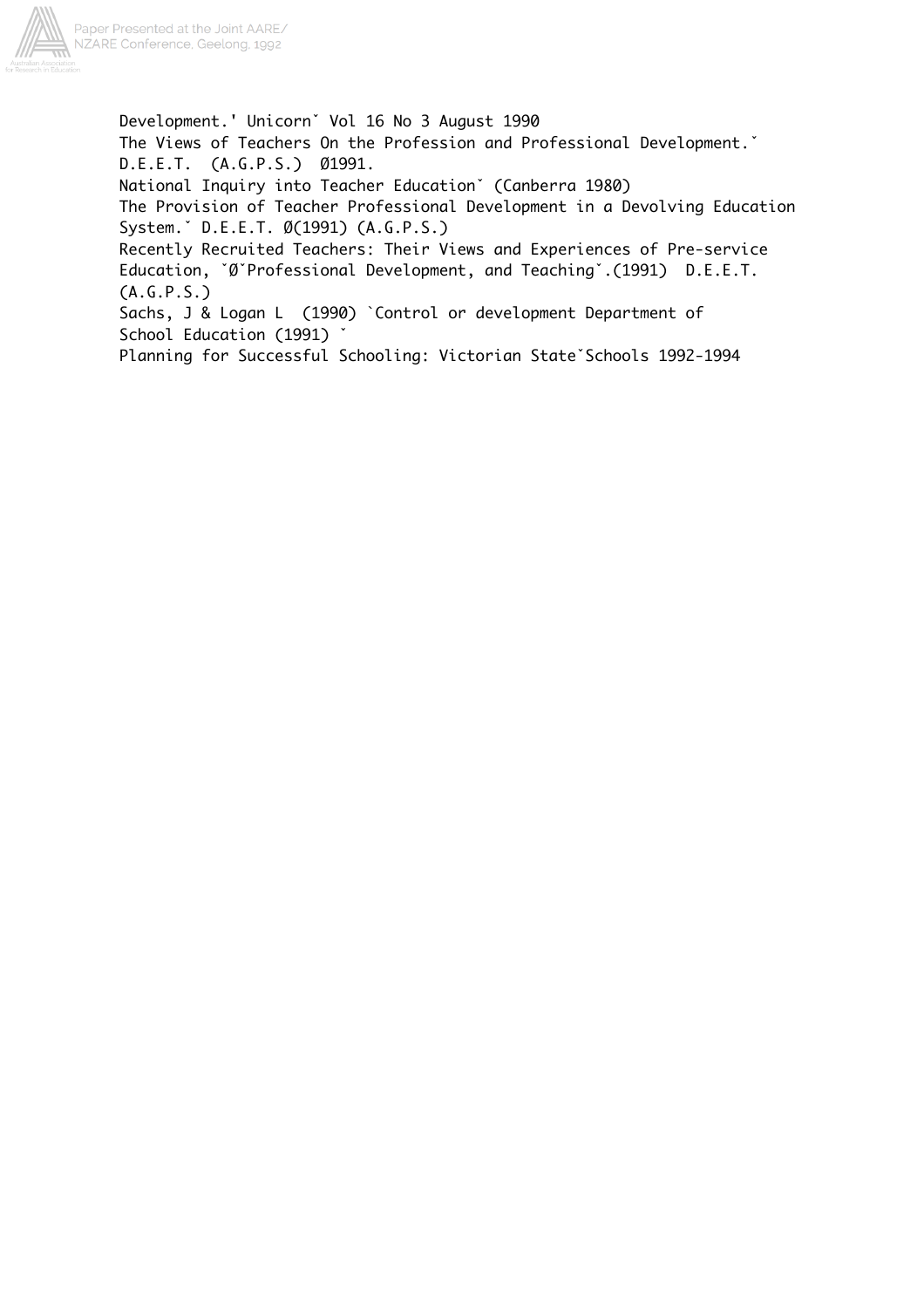Development.' Unicornˇ Vol 16 No 3 August 1990

The Views of Teachers On the Profession and Professional Development.ˇ D.E.E.T. (A.G.P.S.) Ø1991.

National Inquiry into Teacher Educationˇ (Canberra 1980)

The Provision of Teacher Professional Development in a Devolving Education System.ˇ D.E.E.T. Ø(1991) (A.G.P.S.)

Recently Recruited Teachers: Their Views and Experiences of Pre-service Education, ˇØˇProfessional Development, and Teachingˇ.(1991) D.E.E.T. (A.G.P.S.)

Sachs, J & Logan L (1990) `Control or development Department of School Education (1991) ˇ

Planning for Successful Schooling: Victorian StateˇSchools 1992-1994